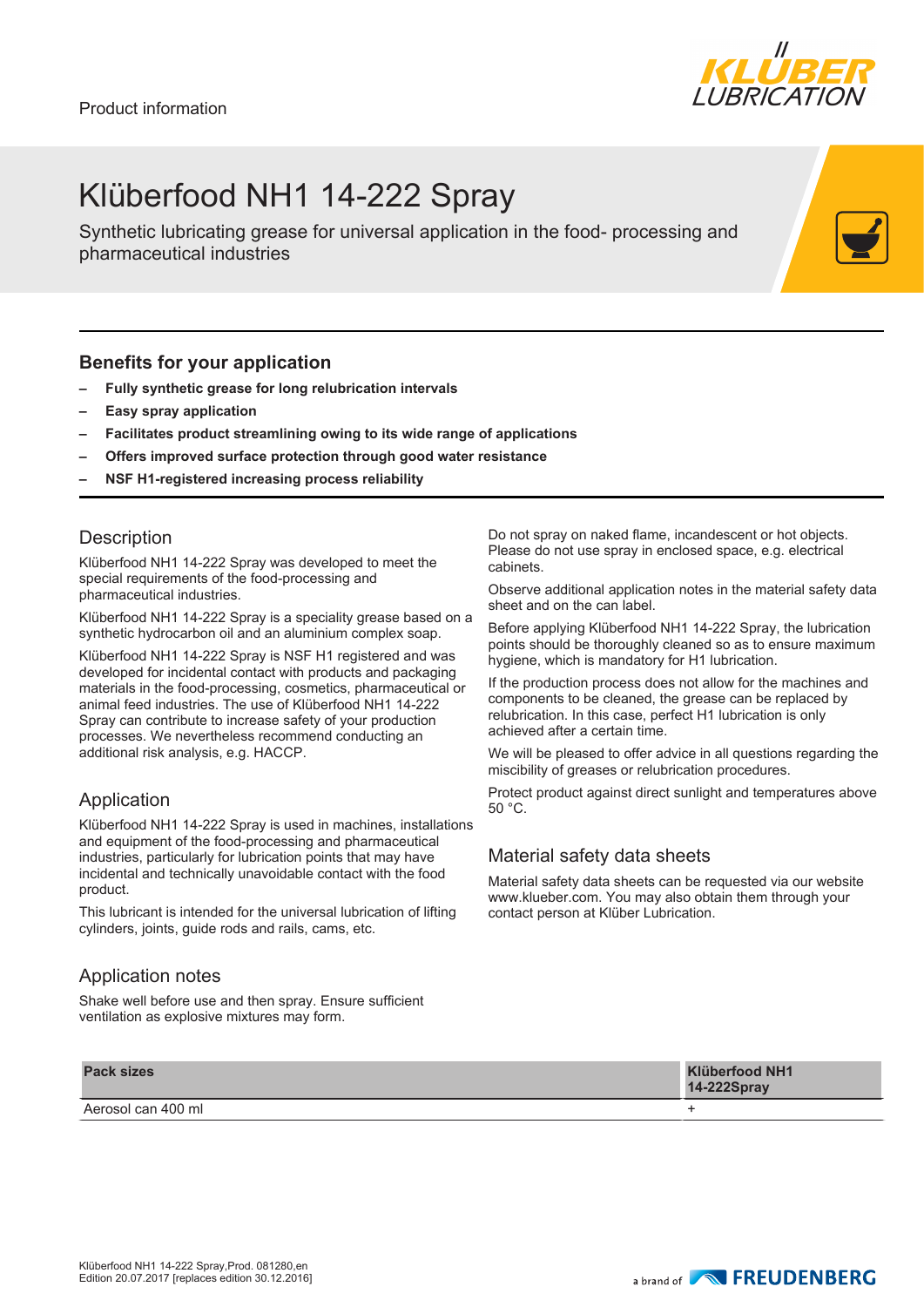Product information

# Klüberfood NH1 14-222 Spray

Synthetic lubricating grease for universal application in the food- processing and pharmaceutical industries

## Benefits for your application

- **Fully synthetic grease for long relubrication intervals**
- **Easy spray application**
- **Facilitates product streamlining owing to its wide range of applications**
- **Offers improved surface protection through good water resistance**
- **NSF H1-registered increasing process reliability**

## Description

Klüberfood NH1 14-222 Spray was developed to meet the special requirements of the food-processing and pharmaceutical industries.

Klüberfood NH1 14-222 Spray is a speciality grease based on a synthetic hydrocarbon oil and an aluminium complex soap.

Klüberfood NH1 14-222 Spray is NSF H1 registered and was developed for incidental contact with products and packaging materials in the food-processing, cosmetics, pharmaceutical or animal feed industries. The use of Klüberfood NH1 14-222 Spray can contribute to increase safety of your production processes. We nevertheless recommend conducting an additional risk analysis, e.g. HACCP.

## Application

Klüberfood NH1 14-222 Spray is used in machines, installations and equipment of the food-processing and pharmaceutical industries, particularly for lubrication points that may have incidental and technically unavoidable contact with the food product.

This lubricant is intended for the universal lubrication of lifting cylinders, joints, guide rods and rails, cams, etc.

## Application notes

Shake well before use and then spray. Ensure sufficient ventilation as explosive mixtures may form.

Do not spray on naked flame, incandescent or hot objects. Please do not use spray in enclosed space, e.g. electrical cabinets.

Observe additional application notes in the material safety data sheet and on the can label.

Before applying Klüberfood NH1 14-222 Spray, the lubrication points should be thoroughly cleaned so as to ensure maximum hygiene, which is mandatory for H1 lubrication.

If the production process does not allow for the machines and components to be cleaned, the grease can be replaced by relubrication. In this case, perfect H1 lubrication is only achieved after a certain time.

We will be pleased to offer advice in all questions regarding the miscibility of greases or relubrication procedures.

Protect product against direct sunlight and temperatures above 50 °C.

## Material safety data sheets

Material safety data sheets can be requested via our website www.klueber.com. You may also obtain them through your contact person at Klüber Lubrication.

| Pack sizes | Klüberfood NH1 14-222Spray |
|---|---|
| Aerosol can 400 ml | + |

Klüberfood NH1 14-222 Spray,Prod. 081280,en
Edition 20.07.2017 [replaces edition 30.12.2016]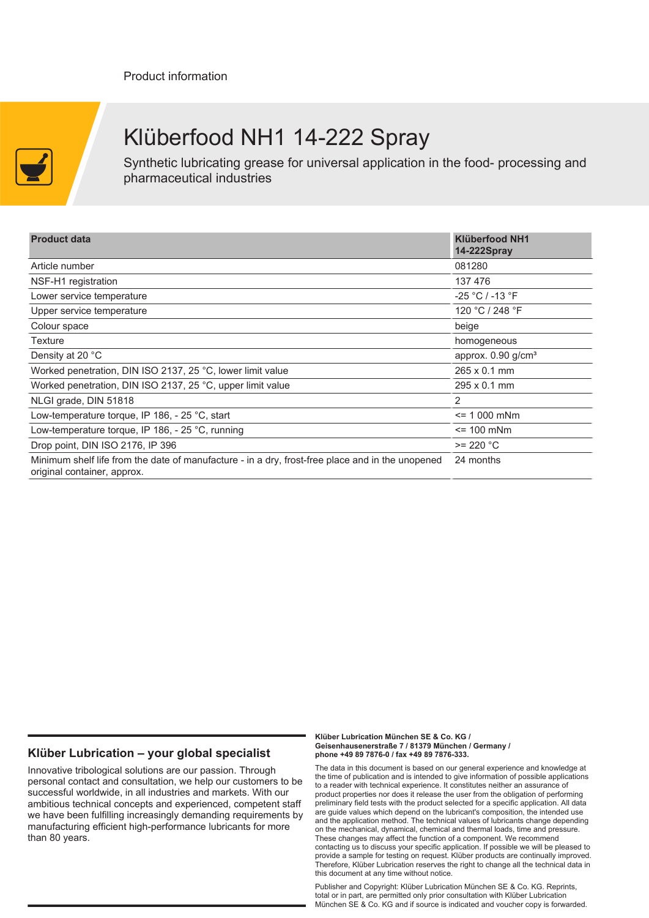Product information

# Klüberfood NH1 14-222 Spray

Synthetic lubricating grease for universal application in the food- processing and pharmaceutical industries

| Product data | Klüberfood NH1 14-222Spray |
| --- | --- |
| Article number | 081280 |
| NSF-H1 registration | 137 476 |
| Lower service temperature | -25 °C / -13 °F |
| Upper service temperature | 120 °C / 248 °F |
| Colour space | beige |
| Texture | homogeneous |
| Density at 20 °C | approx. 0.90 g/cm³ |
| Worked penetration, DIN ISO 2137, 25 °C, lower limit value | 265 x 0.1 mm |
| Worked penetration, DIN ISO 2137, 25 °C, upper limit value | 295 x 0.1 mm |
| NLGI grade, DIN 51818 | 2 |
| Low-temperature torque, IP 186, - 25 °C, start | <= 1 000 mNm |
| Low-temperature torque, IP 186, - 25 °C, running | <= 100 mNm |
| Drop point, DIN ISO 2176, IP 396 | >= 220 °C |
| Minimum shelf life from the date of manufacture - in a dry, frost-free place and in the unopened original container, approx. | 24 months |

## Klüber Lubrication – your global specialist

Innovative tribological solutions are our passion. Through personal contact and consultation, we help our customers to be successful worldwide, in all industries and markets. With our ambitious technical concepts and experienced, competent staff we have been fulfilling increasingly demanding requirements by manufacturing efficient high-performance lubricants for more than 80 years.

**Klüber Lubrication München SE & Co. KG / Geisenhausenerstraße 7 / 81379 München / Germany / phone +49 89 7876-0 / fax +49 89 7876-333.**

The data in this document is based on our general experience and knowledge at the time of publication and is intended to give information of possible applications to a reader with technical experience. It constitutes neither an assurance of product properties nor does it release the user from the obligation of performing preliminary field tests with the product selected for a specific application. All data are guide values which depend on the lubricant's composition, the intended use and the application method. The technical values of lubricants change depending on the mechanical, dynamical, chemical and thermal loads, time and pressure. These changes may affect the function of a component. We recommend contacting us to discuss your specific application. If possible we will be pleased to provide a sample for testing on request. Klüber products are continually improved. Therefore, Klüber Lubrication reserves the right to change all the technical data in this document at any time without notice.

Publisher and Copyright: Klüber Lubrication München SE & Co. KG. Reprints, total or in part, are permitted only prior consultation with Klüber Lubrication München SE & Co. KG and if source is indicated and voucher copy is forwarded.